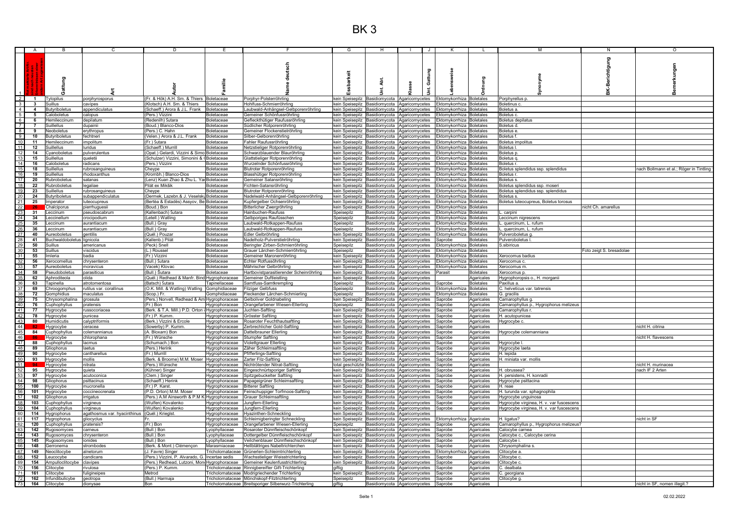# BK 3

| | A | B | C | D | E | F | G | H | I | J | K | L | M | N | O |
|---|---|---|---|---|---|---|---|---|---|---|---|---|---|---|---|
| 1 | | Gattung | Art | Autor | Familie | Name deutsch | Essbarkeit | Unt. Abt. | Klasse | Unt. Gattung | Lebensweise | Ordnung | Synonyme | BK-Berichtigung | Bemerkungen |
| 2 | 1 | Tylopilus | porphyrosporus | (Fr. & Hök) A.H. Sm. & Thiers | Boletaceae | Porphyr-Polsterröhrling | kein Speisepilz | Basidiomycota | Agaricomycetes | | Ektomykorrhiza | Boletales | Porphyrellus p. | | |
| 3 | 3 | Suillus | cavipes | (Klotsch) A.H. Sm. & Thiers | Boletaceae | Hohlfuss-Schmierröhrling | kein Speisepilz | Basidiomycota | Agaricomycetes | | Ektomykorrhiza | Boletales | Boletinus c. | | |
| 4 | 4 | Butyriboletus | appendiculatus | (Schaeff.) Arora & J.L. Frank | Boletaceae | Laubwald-Anhängsel-Gelbporenröhrling | kein Speisepilz | Basidiomycota | Agaricomycetes | | Ektomykorrhiza | Boletales | Boletus a. | | |
| 5 | 5 | Caloboletus | calopus | (Pers.) Vizzini | Boletaceae | Gemeiner Schönfussröhrling | kein Speisepilz | Basidiomycota | Agaricomycetes | | Ektomykorrhiza | Boletales | Boletus c. | | |
| 6 | 6 | Hemileccinum | depilatum | (Redeinilh) Šutara | Boletaceae | Gefleckthütiger Raufussröhrling | kein Speisepilz | Basidiomycota | Agaricomycetes | | Ektomykorrhiza | Boletales | Boletus depilatus | | |
| 7 | 7 | Suillellus | dupainii | (Boud.) Blanco-Dios | Boletaceae | Südlicher Rotporenröhrling | kein Speisepilz | Basidiomycota | Agaricomycetes | | Ektomykorrhiza | Boletales | Boletus d. | | |
| 8 | 9 | Neoboletus | erythropus | (Pers.) C. Hahn | Boletaceae | Gemeiner Flockenstielröhrling | kein Speisepilz | Basidiomycota | Agaricomycetes | | Ektomykorrhiza | Boletales | Boletus e. | | |
| 9 | 10 | Butyriboletus | fechtneri | (Velen.) Arora & J.L. Frank | Boletaceae | Silber-Gelborenröhrling | kein Speisepilz | Basidiomycota | Agaricomycetes | | Ektomykorrhiza | Boletales | Boletus f. | | |
| 10 | 11 | Hemileccinum | impolitum | (Fr.) Šutara | Boletaceae | Fahler Raufussröhrling | kein Speisepilz | Basidiomycota | Agaricomycetes | | Ektomykorrhiza | Boletales | Boletus impolitus | | |
| 11 | 12 | Suillellus | luridus | (Schaeff.) Murrill | Boletaceae | Netzstieliger Rotporenröhrling | kein Speisepilz | Basidiomycota | Agaricomycetes | | Ektomykorrhiza | Boletales | Boletus l. | | |
| 12 | 14 | Cyanoboletus | pulverulentus | (Opat.) Gelardi, Vizzini & Simo | Boletaceae | Schwarzblauender Blauröhrling | kein Speisepilz | Basidiomycota | Agaricomycetes | | Ektomykorrhiza | Boletales | Boletus p. | | |
| 13 | 15 | Suillellus | queletii | (Schulzer) Vizzini, Simonini & ( | Boletaceae | Glattstieliger Rotporenröhrling | kein Speisepilz | Basidiomycota | Agaricomycetes | | Ektomykorrhiza | Boletales | Boletus q. | | |
| 14 | 16 | Caloboletus | radicans | (Pers.) Vizzini | Boletaceae | Wurzelnder Schönfussröhrling | kein Speisepilz | Basidiomycota | Agaricomycetes | | Ektomykorrhiza | Boletales | Boletus r. | | |
| 15 | 18 | Suillellus | rubrosanguineus | Cheype | Boletaceae | Blutroter Rotporenröhrling | kein Speisepilz | Basidiomycota | Agaricomycetes | | Ektomykorrhiza | Boletales | Boletus splendidus ssp. splendidus | | nach Bollmann et al.; Röger in Tintling |
| 16 | 19 | Suillellus | rhodoxanthus | (Krombh.) Blanco-Dios | Boletaceae | Blasshütiger Rotporenröhrling | kein Speisepilz | Basidiomycota | Agaricomycetes | | Ektomykorrhiza | Boletales | Boletus r. | | |
| 17 | 20 | Rubroboletus | satanas | (Lenz) Kuan Zhao & Zhu L. Ya | Boletaceae | Gemeiner Satansröhrling | kein Speisepilz | Basidiomycota | Agaricomycetes | | Ektomykorrhiza | Boletales | Boletus s. | | |
| 18 | 22 | Rubroboletus | legaliae | Pilát ex Mikšík | Boletaceae | Fichten-Satansröhrling | kein Speisepilz | Basidiomycota | Agaricomycetes | | Ektomykorrhiza | Boletales | Boletus splendidus ssp. moseri | | |
| 19 | 23 | Suillellus | rubrosanguineus | Cheype | Boletaceae | Blutroter Rotporenröhrling | kein Speisepilz | Basidiomycota | Agaricomycetes | | Ektomykorrhiza | Boletales | Boletus splendidus ssp. splendidus | | |
| 20 | 24 | Butyriboletus | subappendiculatus | (Dermek, Lazebn.& J. Veselsky | Boletaceae | Nadelwald-Anhängsel-Gelbporenröhrling | kein Speisepilz | Basidiomycota | Agaricomycetes | | Ektomykorrhiza | Boletales | Boletus s. | | |
| 21 | 25 | Imperator | luteocupreus | (Bertéa & Estadès) Assyov, Be | Boletaceae | Kupfergelber Ochsenröhrling | kein Speisepilz | Basidiomycota | Agaricomycetes | | Ektomykorrhiza | Boletales | Boletus luteocupreus, Boletus torosus | | |
| 22 | 26 | Chalciporus | pierrhuguesii | (Boud.) Bon | Boletaceae | Bitterlicher Zwergröhrling | kein Speisepilz | Basidiomycota | Agaricomycetes | | Ektomykorrhiza | Boletales | | nicht Ch. amarellus | |
| 23 | 31 | Leccinum | pseudoscabrum | (Kallenbach) Šutara | Boletaceae | Hainbuchen-Raufuss | Speisepilz | Basidiomycota | Agaricomycetes | | Ektomykorrhiza | Boletales | L. carpini | | |
| 24 | 34 | Leccinellum | crocipodium | (Letell.) Watling | Boletaceae | Gelbporiges Raufüsschen | Speisepilz | Basidiomycota | Agaricomycetes | | Ektomykorrhiza | Boletales | Leccinum nigrescens | | |
| 25 | 35 | Leccinum | aurantiacum | (Bull.) Gray | Boletaceae | Laubwald-Rotkappen-Raufuss | Speisepilz | Basidiomycota | Agaricomycetes | | Ektomykorrhiza | Boletales | L. quercinum, L. rufum | | |
| 26 | 36 | Leccinum | aurantiacum | (Bull.) Gray | Boletaceae | Laubwald-Rotkappen-Raufuss | Speisepilz | Basidiomycota | Agaricomycetes | | Ektomykorrhiza | Boletales | L. quercinum, L. rufum | | |
| 27 | 40 | Aureoboletus | gentilis | (Quél.) Pouzar | Boletaceae | Edler Gelbröhrling | kein Speisepilz | Basidiomycota | Agaricomycetes | | Ektomykorrhiza | Boletales | Pulveroboletus g. | | |
| 28 | 41 | Buchwaldoboletus | lignicola | (Kallenb.) Pilát | Boletaceae | Nadelholz-Pulverstielröhrling | kein Speisepilz | Basidiomycota | Agaricomycetes | | Saprobe | Boletales | Pulveroboletus l. | | |
| 29 | 50 | Suillus | americanus | (Peck) Snell | Boletaceae | Beringter Zirben-Schmierröhrling | Speisepilz | Basidiomycota | Agaricomycetes | | Ektomykorrhiza | Boletales | S.sibiricus | | |
| 30 | 53 | Suillus | viscidus | (L.) Roussel | Boletaceae | Grauer Lärchen-Schmierröhrling | Speisepilz | Basidiomycota | Agaricomycetes | | Ektomykorrhiza | Boletales | | Foto zeigt S. bresadolae | |
| 31 | 55 | Imleria | badia | (Fr.) Vizzini | Boletaceae | Gemeiner Maronenröhrling | kein Speisepilz | Basidiomycota | Agaricomycetes | | Ektomykorrhiza | Boletales | Xerocomus badius | | |
| 32 | 56 | Xerocomellus | chrysenteron | (Bull.) Šutara | Boletaceae | Echter Rotfussröhrling | kein Speisepilz | Basidiomycota | Agaricomycetes | | Ektomykorrhiza | Boletales | Xerocomus c. | | |
| 33 | 57 | Aureoboletus | moravicus | (Vacek) Klovac | Boletaceae | Mährischer Gelbröhrling | kein Speisepilz | Basidiomycota | Agaricomycetes | | Ektomykorrhiza | Boletales | Xerocomus m. | | |
| 34 | 58 | Pseudoboletus | parasiticus | (Bull.) Šutara | Boletaceae | Hartbovistparasitierender Scheinröhrling | kein Speisepilz | Basidiomycota | Agaricomycetes | | Parasit | Boletales | Xerocomus p. | | |
| 35 | 62 | Aphroditeola | olida | (Quél.) Redhead & Manfr. Bind | Hygrophoraceae | Gemeiner Duftleistling | kein Speisepilz | Basidiomycota | Agaricomycetes | | | Agaricales | Hygrophoropsis o., H. morganii | | |
| 36 | 63 | Tapinella | atrotomentosa | (Batsch) Šutara | Tapinellaceae | Samtfuss-Samtkrempling | Speisepilz | Basidiomycota | Agaricomycetes | | Saprobe | Boletales | Paxillus a. | | |
| 37 | 69 | Chroogomphus | rutilus var. corallinus | (O.K. Mill. & Watling) Watling | Gomphidiaceae | Filziger Gelbfuss | Speisepilz | Basidiomycota | Agaricomycetes | | Ektomykorrhiza | Boletales | C. helveticus var. tatrensis | | |
| 38 | 72 | Gomphidius | maculatus | (Scop.) Fr. | Gomphidiaceae | Fleckender Lärchen-Schmierling | Speisepilz | Basidiomycota | Agaricomycetes | | Ektomykorrhiza | Boletales | G. gracilis | | |
| 39 | 75 | Chrysomphalina | grossula | (Pers.) Norvell, Redhead & Am | Hygrophoraceae | Gelboliver Goldnabeling | kein Speisepilz | Basidiomycota | Agaricomycetes | | Saprobe | Agaricales | Camarophyllus g. | | |
| 40 | 76 | Cuphophyllus | pratensis | (Fr.) Bon | Hygrophoraceae | Orangefarbener Wiesen-Ellerling | Speisepilz | Basidiomycota | Agaricomycetes | | Saprobe | Agaricales | Camarophyllus p., Hygrophorus melizeus | | |
| 41 | 77 | Hygrocybe | russocoriacea | (Berk. & T.A. Mill.) P.D. Orton & | Hygrophoraceae | Juchten-Saftling | kein Speisepilz | Basidiomycota | Agaricomycetes | | Saprobe | Agaricales | Camarophyllus r. | | |
| 42 | 78 | Hygrocybe | punicea | (Fr.) P. Kumm. | Hygrophoraceae | Grösster Saftling | kein Speisepilz | Basidiomycota | Agaricomycetes | | Saprobe | Agaricales | H. acutopunicea | | |
| 43 | 80 | Humidicutis | calyptriformis | (Berk.) Vizzini & Ercole | Hygrophoraceae | Rosaroter Feuchthautsaftling | kein Speisepilz | Basidiomycota | Agaricomycetes | | Saprobe | Agaricales | Hygrocybe c. | | |
| 44 | 82 | Hygrocybe | ceracea | (Sowerby) P. Kumm. | Hygrophoraceae | Zerbrechlicher Gold-Saftling | kein Speisepilz | Basidiomycota | Agaricomycetes | | Saprobe | Agaricales | | | nicht H. citrina |
| 45 | 84 | Cuphophyllus | colemannianus | (A. Bloxam) Bon | Hygrophoraceae | Dattelbrauner Ellerling | kein Speisepilz | Basidiomycota | Agaricomycetes | | Saprobe | Agaricales | Hygrocybe colemanniana | | |
| 46 | 86 | Hygrocybe | chlorophana | (Fr.) Wünsche | Hygrophoraceae | Stumpfer Saftling | kein Speisepilz | Basidiomycota | Agaricomycetes | | Saprobe | Agaricales | | | nicht H. flavescens |
| 47 | 88 | Cuphophyllus | lacmus | (Schumach.) Bon | Hygrophoraceae | Violettgrauer Ellerling | kein Speisepilz | Basidiomycota | Agaricomycetes | | Saprobe | Agaricales | Hygrocybe l. | | |
| 48 | 89 | Gliophorus | laetus | (Pers.) Herink | Hygrophoraceae | Zäher Schleimsaftling | kein Speisepilz | Basidiomycota | Agaricomycetes | | Saprobe | Agaricales | Hygrocybe laeta | | |
| 49 | 90 | Hygrocybe | cantharellus | (Fr.) Murrill | Hygrophoraceae | Pfifferlings-Saftling | kein Speisepilz | Basidiomycota | Agaricomycetes | | Saprobe | Agaricales | H. lepida | | |
| 50 | 93 | Hygrocybe | mollis | (Berk. & Broome) M.M. Moser | Hygrophoraceae | Zarter Filz-Saftling | kein Speisepilz | Basidiomycota | Agaricomycetes | | Saprobe | Agaricales | H. miniata var. mollis | | |
| 51 | 94 | Hygrocybe | nitrata | (Pers.) Wünsche | Hygrophoraceae | Nichtröntender Nitrat-Saftling | total geschützte | Basidiomycota | Agaricomycetes | | Saprobe | Agaricales | | | nicht H. murinacea |
| 52 | 95 | Hygrocybe | quieta | (Kühner) Singer | Hygrophoraceae | Eingeschnürtsporiger Saftling | kein Speisepilz | Basidiomycota | Agaricomycetes | | Saprobe | Agaricales | H. obrussea? | | nach IF 2 Arten |
| 53 | 97 | Hygrocybe | acutoconica | (Clem.) Singer | Hygrophoraceae | Spitzgebuckelter Saftling | kein Speisepilz | Basidiomycota | Agaricomycetes | | Saprobe | Agaricales | H. persistens, H. konradii | | |
| 54 | 98 | Gliophorus | psittacinus | (Schaeff.) Herink | Hygrophoraceae | Papageigrüner Schleimsaftling | kein Speisepilz | Basidiomycota | Agaricomycetes | | Saprobe | Agaricales | Hygrocybe psittacina | | |
| 55 | 100 | Hygrocybe | mucronella | (Fr.) P. Karst. | Hygrophoraceae | Bitterer Saftling | kein Speisepilz | Basidiomycota | Agaricomycetes | | Saprobe | Agaricales | H. reae | | |
| 56 | 101 | Hygrocybe | coccineocrenata | (P.D. Orton) M.M. Moser | Hygrophoraceae | Feinschuppiger Torfmoos-Saftling | kein Speisepilz | Basidiomycota | Agaricomycetes | | Saprobe | Agaricales | H. turunda var. sphagnophila | | |
| 57 | 102 | Gliophorus | irrigatus | (Pers.) A.M Ainsworth & P.M K | Hygrophoraceae | Grauer Schleimsaftling | kein Speisepilz | Basidiomycota | Agaricomycetes | | Saprobe | Agaricales | Hygrocybe unguinosa | | |
| 58 | 103 | Cuphophyllus | virgineus | (Wulfen) Kovalenko | Hygrophoraceae | Jungfern-Ellerling | kein Speisepilz | Basidiomycota | Agaricomycetes | | Saprobe | Agaricales | Hygrocybe virginea, H. v. var fuscescens | | |
| 59 | 104 | Cuphophyllus | virgineus | (Wulfen) Kovalenko | Hygrophoraceae | Jungfern-Ellerling | kein Speisepilz | Basidiomycota | Agaricomycetes | | Saprobe | Agaricales | Hygrocybe virginea, H. v. var fuscescens | | |
| 60 | 114 | Hygrophorus | agathosmus var. hyacinthinus | (Quél.) Krieglst. | Hygrophoraceae | Hyazinthen-Schneckling | kein Speisepilz | Basidiomycota | Agaricomycetes | | | | | | |
| 61 | 117 | Hygrophorus | gliocyclus | Fr. | Hygrophoraceae | Schleimigberingter Schneckling | kein Speisepilz | Basidiomycota | Agaricomycetes | | Ektomykorrhiza | Agaricales | H. ligatus? | | nicht in SF |
| 62 | 120 | Cuphophyllus | pratensis? | (Fr.) Bon | Hygrophoraceae | Orangefarbener Wiesen-Ellerling | Speisepilz | Basidiomycota | Agaricomycetes | | Saprobe | Agaricales | Camarophyllus p., Hygrophorus melizeus? | | |
| 63 | 142 | Rugosomyces | carneus | (Bull.) Bon | Lyophyllaceae | Rosaroter Dünnfleischschönkopf | kein Speisepilz | Basidiomycota | Agaricomycetes | | Saprobe | Agaricales | Calocybe carnea | | |
| 64 | 143 | Rugosomyces | chrysenteron | (Bull.) Bon | Lyophyllaceae | Dottergelber Dünnfleischschönkopf | kein Speisepilz | Basidiomycota | Agaricomycetes | | Saprobe | Agaricales | Calocybe c., Calocybe cerina | | |
| 65 | 145 | Rugosomyces | ionides | (Bull.) Bon | Lyophyllaceae | Veilchenblauer Dünnfleischschönkopf | kein Speisepilz | Basidiomycota | Agaricomycetes | | Saprobe | Agaricales | Calocybe i. | | |
| 66 | 148 | Gerronema | strombodes | (Berk. & Mont.) Clémençon | Marasmiaceae | Hellblättriges Nabeltrichterchen | kein Speisepilz | Basidiomycota | Agaricomycetes | | Saprobe | Agaricales | Chrysomphalina s. | | |
| 67 | 149 | Neoclitocybe | alnetorum | (J. Favre) Singer | Tricholomataceae | Grünerlen-Schleimtrichterling | kein Speisepilz | Basidiomycota | Agaricomycetes | | Ektomykorrhiza | Agaricales | Clitocybe a. | | |
| 68 | 152 | Leucocybe | candicans | (Pers.) Vizzini, P. Alvarado, G. | Incertae sedis | Wachsstieliger Weisstrichterling | kein Speisepilz | Basidiomycota | Agaricomycetes | | Saprobe | Agaricales | Clitocybe c. | | |
| 69 | 154 | Ampulloclitocybe | clavipes | (Pers.) Redhead, Lutzoni, Mon | Hygrophoraceae | Gemeiner Keulenfusstrichterling | kein Speisepilz | Basidiomycota | Agaricomycetes | | Saprobe | Agaricales | Clitocybe c. | | |
| 70 | 156 | Clitocybe | rivulosa | (Pers.) P. Kumm. | Tricholomataceae | Rinnigbereifter Gift-Trichterling | giftig | Basidiomycota | Agaricomycetes | | Saprobe | Agaricales | C. dealbata | | |
| 71 | 161 | Clitocybe | fuligineipes | Metrod | Tricholomataceae | Modrigriechender Trichterling | kein Speisepilz | Basidiomycota | Agaricomycetes | | Saprobe | Agaricales | C. georgiana | | |
| 72 | 162 | Infundibulicybe | geotropa | (Bull.) Harmaja | Tricholomataceae | Mönchskopf-Filztrichterling | Speisepilz | Basidiomycota | Agaricomycetes | | Saprobe | Agaricales | Clitocybe g. | | |
| 73 | 164 | Clitocybe | dionysae | Bon | Tricholomataceae | Breitsporiger Silberwurz-Trichterling | giftig | Basidiomycota | Agaricomycetes | | Saprobe | Agaricales | | | nicht in SF, nomen illegit.? |

02.02.2022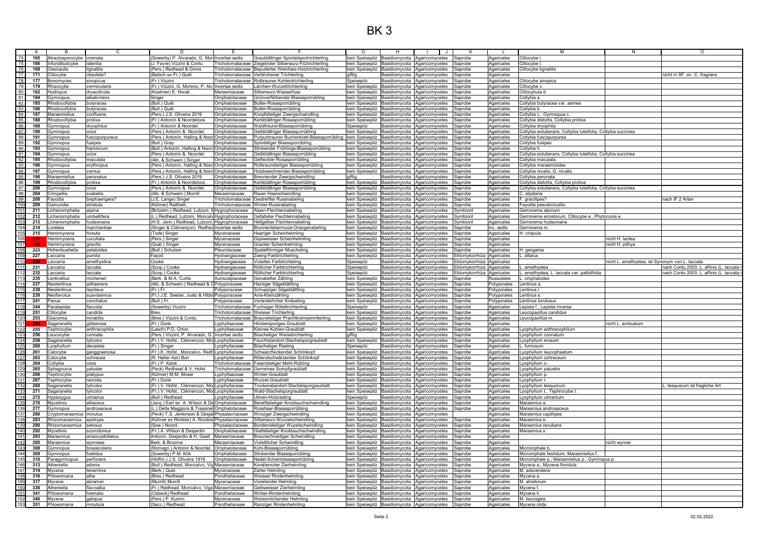# BK 3

| | A | B | C | D | E | F | G | H | I J | K | L | M | N | O |
|---|---|---|---|---|---|---|---|---|---|---|---|---|---|---|
| 74 | 165 | Atractosporocybe | inornata | (Sowerby) P. Alvarado, G. Mor | Incertae sedis | Graublättriger Spindelsporttrichterling | kein Speisepilz | Basidiomycota | Agaricomycetes | Saprobe | Agaricales | Clitocybe i. | | |
| 75 | 166 | Infundibulicybe | lateritia | (J. Favre) Vizzini & Contu | Tricholomataceae | Ziegelroter Silberwurz-Filztrichterling | kein Speisepilz | Basidiomycota | Agaricomycetes | Saprobe | Agaricales | Clitocybe l. | | |
| 76 | 168 | Ossicaulis | lignatilis | (Pers.) Redhead & Ginns | Tricholomataceae | Bepuderter Weinfass-Holztrichterling | kein Speisepilz | Basidiomycota | Agaricomycetes | Saprobe | Agaricales | Clitocybe lignatilis | | |
| 77 | 171 | Clitocybe | obsoleta? | (Batsch ex Fr.) Quél. | Tricholomataceae | Verblichener Trichterling | giftig | Basidiomycota | Agaricomycetes | Saprobe | Agaricales | | | nicht in SF, ev. C. fragrans |
| 78 | 177 | Bonomyces | sinopicus | (Fr.) Vizzini | Tricholomataceae | Rotbrauner Kohlentrichterling | Speisepilz | Basidiomycota | Agaricomycetes | Saprobe | Agaricales | Clitocybe sinopica | | |
| 79 | 179 | Rhizocybe | vermicularis | (Fr.) Vizzini, G. Moreno, P. Alv | Incertae sedis | Lärchen-Wurzeltrichterling | kein Speisepilz | Basidiomycota | Agaricomycetes | Saprobe | Agaricales | Clitocybe v. | | |
| 80 | 182 | Hydropus | dryadicola | (Kühner) E. Horak | Marasmiaceae | Silberwurz-Wasserfuss | kein Speisepilz | Basidiomycota | Agaricomycetes | Saprobe | Agaricales | Clitocybula d. | | |
| 81 | 184 | Gymnopus | alkalivirens | Singer | Omphalotaceae | Grünverfärbender Blasssporrübling | kein Speisepilz | Basidiomycota | Agaricomycetes | Saprobe | Agaricales | Collybia a. | | |
| 82 | 185 | Rhodocollybia | butyracea | (Bull.) Quél. | Omphalotaceae | Butter-Rosasporrübling | kein Speisepilz | Basidiomycota | Agaricomycetes | Saprobe | Agaricales | Collybia butyracea var. asmea | | |
| 83 | 186 | Rhodocollybia | butyracea | (Bull.) Quél. | Omphalotaceae | Butter-Rosasporrübling | kein Speisepilz | Basidiomycota | Agaricomycetes | Saprobe | Agaricales | Collybia b. | | |
| 84 | 187 | Marasmiellus | confluens | (Pers.) J.S. Oliveira 2019 | Omphalotaceae | Knopfstieliger Zwergschwindling | kein Speisepilz | Basidiomycota | Agaricomycetes | Saprobe | Agaricales | Collybia c.; Gymnopus c. | | |
| 85 | 188 | Rhodocollybia | prolixa | (Fr.) Antonín & Noordeloos | Omphalotaceae | Kerbblättriger Rosasporrübling | kein Speisepilz | Basidiomycota | Agaricomycetes | Saprobe | Agaricales | Collybia distorta, Collybia prolixa | | |
| 86 | 189 | Gymnopus | dryophilus | (Fr.) Antonín & Noordel. | Omphalotaceae | Waldfreund-Blasssporrübling | Speisepilz | Basidiomycota | Agaricomycetes | Saprobe | Agaricales | Collybia dryophila | | |
| 87 | 190 | Gymnopus | ocior | (Pers.) Antonín & Noordel. | Omphalotaceae | Gelbblättriger Blasssporrübling | kein Speisepilz | Basidiomycota | Agaricomycetes | Saprobe | Agaricales | Collybia extuberans, Collybia luteifolia, Collybia succinea | | |
| 88 | 191 | Gymnopus | fuscopurpureus | (Pers.) Antonín, Halling & Noor | Omphalotaceae | Purpurbrauner Buchenblatt-Blasssporrübling | kein Speisepilz | Basidiomycota | Agaricomycetes | Saprobe | Agaricales | Collybia fuscopurpurea | | |
| 89 | 192 | Gymnopus | fusipes | (Bull.) Gray | Omphalotaceae | Spindeliger Blasssporrübling | kein Speisepilz | Basidiomycota | Agaricomycetes | Saprobe | Agaricales | Collybia fusipes | | |
| 90 | 193 | Gymnopus | hariolorum | (Bull.) Antonín, Halling & Noord | Omphalotaceae | Stinkender Frühlings-Blasssporrübling | kein Speisepilz | Basidiomycota | Agaricomycetes | Saprobe | Agaricales | Collybia h. | | |
| 91 | 194 | Gymnopus | ocior | (Pers.) Antonín & Noordel. | Omphalotaceae | Gelbblättriger Blasssporrübling | kein Speisepilz | Basidiomycota | Agaricomycetes | Saprobe | Agaricales | Collybia extuberans, Collybia luteifolia, Collybia succinea | | |
| 92 | 195 | Rhodocollybia | maculata | (Alb. & Schwein.) Singer | Omphalotaceae | Gefleckter Rosasporrübling | kein Speisepilz | Basidiomycota | Agaricomycetes | Saprobe | Agaricales | Collybia maculata | | |
| 93 | 196 | Gymnopus | erythropus | (Pers.) Antonín, Halling & Noor | Omphalotaceae | Rotbraunstieliger Blasssporrübling | kein Speisepilz | Basidiomycota | Agaricomycetes | Saprobe | Agaricales | Collybia marasmioides | | |
| 94 | 197 | Gymnopus | vernus | (Pers.) Antonín, Halling & Noor | Omphalotaceae | Holzbewohnender Blasssporrübling | kein Speisepilz | Basidiomycota | Agaricomycetes | Saprobe | Agaricales | Collybia nivalis, G. nivalis | | |
| 95 | 198 | Marasmiellus | peronatus | (Pers.) J.S. Oliveira 2019 | Omphalotaceae | Brennender Zwergschwindling | giftig | Basidiomycota | Agaricomycetes | Saprobe | Agaricales | Collybia peronata | | |
| 96 | 199 | Rhodocollybia | prolixa | (Fr.) Antonín & Noordeloos | Omphalotaceae | Kerbblättriger Rosasporrübling | kein Speisepilz | Basidiomycota | Agaricomycetes | Saprobe | Agaricales | Collybia distorta, Collybia prolixa | | |
| 97 | 200 | Gymnopus | ocior | (Pers.) Antonín & Noordel. | Omphalotaceae | Gelbblättriger Blasssporrübling | kein Speisepilz | Basidiomycota | Agaricomycetes | Saprobe | Agaricales | Collybia extuberans, Collybia luteifolia, Collybia succinea | | |
| 98 | 204 | Crinipellis | scabella | (Alb. & Schwein.) Murrill | Marasmiaceae | Rauer Haarschwindling | kein Speisepilz | Basidiomycota | Agaricomycetes | Saprobe | Agaricales | C. stipitaria | | |
| 99 | 208 | Fayodia | bisphaerigera? | (J.E. Lange) Singer | Tricholomataceae | Gestreifter Russnabeling | kein Speisepilz | Basidiomycota | Agaricomycetes | Saprobe | Agaricales | F. gracilipes? | | nach IF 2 Arten |
| 100 | 209 | Gamundia | striatula | (Kühner) Raithelh. | Tricholomataceae | Winter-Russnabeling | kein Speisepilz | Basidiomycota | Agaricomycetes | Saprobe | Agaricales | Fayodia pseudoclusilis | | |
| 101 | 211 | Lichenomphalia | alpina | (Britzelm.) Redhead, Lutzoni, M | Hygrophoraceae | Alpen-Flechtennabeling | kein Speisepilz | Basidiomycota | Agaricomycetes | Symbiont | Agaricales | Gerronema alpinum | | |
| 102 | 212 | Lichenomphalia | umbellifera | (L.) Redhead, Lutzoni, Moncalv | Hygrophoraceae | Gefalteter Flechtennabeling | kein Speisepilz | Basidiomycota | Agaricomycetes | Symbiont | Agaricales | Gerronema ericetorum, Clitocybe e., Phytoconis e. | | |
| 103 | 213 | Lichenomphalia | hudsoniana | (H.S. Jenn.) Redhead, Lutzoni, | Hygrophoraceae | Hellgelber Flechtennabeling | kein Speisepilz | Basidiomycota | Agaricomycetes | Symbiont | Agaricales | Gerronema hudsoniana | | |
| 104 | 214 | Loreleia | marchantiae | (Singer & Clémençon) Redhea | Incertae sedis | Brunnenlebermoos-Orangenabeling | kein Speisepilz | Basidiomycota | Agaricomycetes | Saprobe | inc. sedis | Gerronema m. | | |
| 105 | 215 | Hemimycena | hirsuta | (Tode) Singer | Mycenaceae | Haariger Scheinhelmling | kein Speisepilz | Basidiomycota | Agaricomycetes | Saprobe | Agaricales | H. crispula | | |
| 106 | 217 | Hemimycena | cucullata | (Pers.) Singer | Mycenaceae | Gipsweisser Scheinhelmling | kein Speisepilz | Basidiomycota | Agaricomycetes | Saprobe | Agaricales | | nicht H. lactea | |
| 107 | 219 | Hemimycena | gracilis | (Quél.) Singer | Mycenaceae | Graziler Scheinhelmling | kein Speisepilz | Basidiomycota | Agaricomycetes | Saprobe | Agaricales | | nicht H. pithya | |
| 108 | 223 | Hohenbuehelia | petaloides | (Bull.) Schulzer | Pleurotaceae | Spatelförmiger Muscheling | kein Speisepilz | Basidiomycota | Agaricomycetes | Saprobe | Agaricales | H. geogenia | | |
| 109 | 227 | Laccaria | pumila | Fayod | Hydnangiaceae | Zwerg-Farbtrichterling | kein Speisepilz | Basidiomycota | Agaricomycetes | Ektomykorrhiza | Agaricales | L. altaica | | |
| 110 | 228 | Laccaria | amethystina | Cooke | Hydnangiaceae | Violetter Farbtrichterling | Speisepilz | Basidiomycota | Agaricomycetes | Ektomykorrhiza | Agaricales | | nicht L. amethystea, ist Synonym von L. laccata | |
| 111 | 231 | Laccaria | laccata | (Scop.) Cooke | Hydnangiaceae | Rötlicher Farbtrichterling | Speisepilz | Basidiomycota | Agaricomycetes | Ektomykorrhiza | Agaricales | L. amethystea | | nach Contu 2003: L. affinis (L. laccata r |
| 112 | 232 | Laccaria | laccata | (Scop.) Cooke | Hydnangiaceae | Rötlicher Farbtrichterling | Speisepilz | Basidiomycota | Agaricomycetes | Ektomykorrhiza | Agaricales | L. amethystea, L. laccata var. pallidifolia | | nach Contu 2003: L. affinis (L. laccata r |
| 113 | 235 | Lentinellus | micheneri | (Berk. & M.A. Curtis | Auriscalpiaceae | Genabelter Zähling | kein Speisepilz | Basidiomycota | Agaricomycetes | Saprobe | Russulales | L. omphalodes | | |
| 114 | 237 | Neolentinus | adhaerens | (Alb. & Schwein.) Redhead & G | Polyporaceae | Harziger Sägeblättling | kein Speisepilz | Basidiomycota | Agaricomycetes | Saprobe | Polyporales | Lentinus a. | | |
| 115 | 238 | Neolentinus | lepideus | (Fr.) Fr. | Polyporaceae | Schuppiger Sägeblättling | kein Speisepilz | Basidiomycota | Agaricomycetes | Saprobe | Polyporales | Lentinus l. | | |
| 116 | 239 | Neofavolus | suavissimus | (Fr.) J.E. Seelan, Justo & Hibb | Polyporaceae | Anis-Kleinzähling | kein Speisepilz | Basidiomycota | Agaricomycetes | Saprobe | Polyporales | Lentinus s. | | |
| 117 | 241 | Panus | conchatus | (Bull.) Fr. | Polyporaceae | Veränderlicher Knäueling | kein Speisepilz | Basidiomycota | Agaricomycetes | Saprobe | Polyporales | Lentinus torulosus | | |
| 118 | 244 | Paralepista | flaccida | (Sowerby) Vizzini | Tricholomataceae | Fuchsiger Rötelttrichterling | Speisepilz | Basidiomycota | Agaricomycetes | Saprobe | Agaricales | Lepista f., Lepista inversa | | |
| 119 | 251 | Clitocybe | candida | Bres. | Tricholomataceae | Weisser Trichterling | kein Speisepilz | Basidiomycota | Agaricomycetes | Saprobe | Agaricales | Leucopaxillus candidus | | |
| 120 | 253 | Giacomia | mirabilis | (Bres.) Vizzini & Contu | Tricholomataceae | Braunstieliger Prachtkrempenritterling | kein Speisepilz | Basidiomycota | Agaricomycetes | Saprobe | Agaricales | Leucopaxillus m. | | |
| 121 | 254 | Sagaranella | gibberosa | (Fr.) Donk | Lyphyllaceae | Höckersporiges Graublatt | kein Speisepilz | Basidiomycota | Agaricomycetes | Saprobe | Agaricales | | nicht L. ambustum | |
| 122 | 255 | Tephrocybe | anthracophila | (Lasch) P.D. Orton | Lyphyllaceae | Kleines Kohlen-Graublatt | kein Speisepilz | Basidiomycota | Agaricomycetes | Saprobe | Agaricales | Lyophyllum anthracophilum | | |
| 123 | 256 | Leucocybe | connata | (Pers.) Vizzini, P. Alvarado, G. | Incertae sedis | Büscheliger Weisstrichterling | giftig | Basidiomycota | Agaricomycetes | Saprobe | Agaricales | Lyophyllum connatum | | |
| 124 | 258 | Sagaranella | tylicolor | (Fr.) V. Hofst., Clémencon, Mo | Lyophyllaceae | Feuchtstandort-Stachelsporgraublatt | kein Speisepilz | Basidiomycota | Agaricomycetes | Saprobe | Agaricales | Lyophyllum erosum | | |
| 125 | 260 | Lyophyllum | decastes | (Fr.) Singer | Lyophyllaceae | Büscheliger Rasling | Speisepilz | Basidiomycota | Agaricomycetes | Saprobe | Agaricales | L. fumosum | | |
| 126 | 261 | Calocybe | ganggraenosa | (Fr.) K. Hofst., Moncalvo, Redh | Lyophyllaceae | Schwarzfleckender Schönkopf | kein Speisepilz | Basidiomycota | Agaricomycetes | Saprobe | Agaricales | Lyophyllum leucophaetum | | |
| 127 | 263 | Calocybe | ochracea | (R. Haller Aar) Bon | Lyophyllaceae | Rötendschwärzender Schönkopf | kein Speisepilz | Basidiomycota | Agaricomycetes | Saprobe | Agaricales | Lyophyllum ochraceum | | |
| 128 | 264 | Collybia | ozes | (Fr.) P. Karst. | Tricholomataceae | Faserstieliger Mehl-Rübling | kein Speisepilz | Basidiomycota | Agaricomycetes | Saprobe | Agaricales | Lyophyllum o. | | |
| 129 | 265 | Sphagnurus | paluster | (Peck) Redhead & V. Hofst. | Tricholomataceae | Gemeines Sumpfgraublatt | kein Speisepilz | Basidiomycota | Agaricomycetes | Saprobe | Agaricales | Lyophyllum palustre | | |
| 130 | 266 | Tephrocybe | platypus | (Kühner) M.M. Moser | Lyphyllaceae | Winter-Graublatt | kein Speisepilz | Basidiomycota | Agaricomycetes | Saprobe | Agaricales | Lyophyllum p. | | |
| 131 | 267 | Tephrocybe | rancida | (Fr.) Donk | Lyphyllaceae | Wurzel-Graublatt | kein Speisepilz | Basidiomycota | Agaricomycetes | Saprobe | Agaricales | Lyophyllum r. | | |
| 132 | 269 | Sagaranella | tylicolor | (Fr.) V. Hofst., Clémencon, Mo | Lyophyllaceae | Trockenstandort-Stachelsporgraublatt | kein Speisepilz | Basidiomycota | Agaricomycetes | Saprobe | Agaricales | Lyophyllum tesquorum | | L. tesquorum ist fragliche Art |
| 133 | 271 | Sagaranella | tylicolor | (Fr.) V. Hofst., Clémencon, Mo | Lyophyllaceae | Wald-Stachelsporgraublatt | kein Speisepilz | Basidiomycota | Agaricomycetes | Saprobe | Agaricales | Lyophyllum t., Tephrocybe t. | | |
| 134 | 272 | Hypsizygus | ulmarius | (Bull.) Redhead | Lyophyllaceae | Ulmen-Holzrasling | Speisepilz | Basidiomycota | Agaricomycetes | Saprobe | Agaricales | Lyophyllum ulmarium | | |
| 135 | 276 | Mycetinis | alliaceus | (Jacq.) Earl ex A. Wilson & De | Omphalotaceae | Bereiftstieliger Knoblauchschwindling | kein Speisepilz | Basidiomycota | Agaricomycetes | Saprobe | Agaricales | Marasmius a. | | |
| 136 | 277 | Gymnopus | androsaceus | (L.) Della Maggiora & Trassinel | Omphalotaceae | Rosshaar-Blasssporrübling | kein Speisepilz | Basidiomycota | Agaricomycetes | Saprobe | Agaricales | Marasmius androsaceus | | |
| 137 | 280 | Cryptomarasmius | minutus | (Peck) T.S. Jenkinson & Desjar | Physalacriaceae | Winziger Zwergschwindling | kein Speisepilz | Basidiomycota | Agaricomycetes | | Agaricales | Marasmius capillipes | | |
| 138 | 283 | Rhizomarasmius | epidryas | (Kühner ex Rinikier) A. Ronikie | Physalacriaceae | Silberwurz-Wurzelschwindling | kein Speisepilz | Basidiomycota | Agaricomycetes | Saprobe | Agaricales | Marasmius e. | | |
| 139 | 290 | Rhizomarasmius | setosus | (Sow.) Noord. | Physalacriaceae | Borstenstieliger Wuzelschwindling | kein Speisepilz | Basidiomycota | Agaricomycetes | Saprobe | Agaricales | Marasmius recubans | | |
| 140 | 292 | Mycetinis | scorodonius | (Fr.) A. Wilson & Desjardin | Omphalotaceae | Glattstieliger Knoblauchschwindling | kein Speisepilz | Basidiomycota | Agaricomycetes | Saprobe | Agaricales | Marasmius s. | | |
| 141 | 293 | Marasmius | anisocystidiatus | Antonín, Desjardin & H. Gsell | Marasmiaceae | Braunschneidiger Schwindling | kein Speisepilz | Basidiomycota | Agaricomycetes | Saprobe | Agaricales | | | |
| 142 | 295 | Marasmius | wynneae | Berk. & Broome | Marasmiaceae | Violettlicher Schwindling | kein Speisepilz | Basidiomycota | Agaricomycetes | Saprobe | Agaricales | | nicht wynnei | |
| 143 | 308 | Gymnopus | brassicolens | (Romagn.) Antonín & Noordel. | Omphalotaceae | Kohl-Blasssporrübling | kein Speisepilz | Basidiomycota | Agaricomycetes | Saprobe | Agaricales | Micromphale b. | | |
| 144 | 309 | Gymnopus | foetidus | (Sowerby) P.M. Kirk | Omphalotaceae | Stinkender Blasssporrübling | kein Speisepilz | Basidiomycota | Agaricomycetes | Saprobe | Agaricales | Micromphale feotidum, Marasmiellus f. | | |
| 145 | 310 | Paragymnopus | perforans | (Hoffm.) J.S. Oliveira 1919 | Omphalotaceae | Nadel-Scheinblasssporrübling | kein Speisepilz | Basidiomycota | Agaricomycetes | Saprobe | Agaricales | Micromphale p.; Marasmiellus p.; Gymnopus p. | | |
| 146 | 313 | Atheniella | adonis | (Bull.) Redhead, Moncalvo, Vig | Marasmiaceae | Korallenroter Zierhelmling | kein Speisepilz | Basidiomycota | Agaricomycetes | Saprobe | Agaricales | Mycena a., Mycena floridula | | |
| 147 | 314 | Mycena | tenerrima | (Berk.) Quél. | Mycenaceae | Zarter Helmling | kein Speisepilz | Basidiomycota | Agaricomycetes | Saprobe | Agaricales | M. adscendens | | |
| 148 | 316 | Phloeomana | alba | (Bres.) Redhead | Porotheliaceae | Weisser Rindenhelmling | kein Speisepilz | Basidiomycota | Agaricomycetes | Saprobe | Agaricales | Mycena a. | | |
| 149 | 317 | Mycena | abramsii | (Murrill) Murrill | Mycenaceae | Voreilender Helmling | kein Speisepilz | Basidiomycota | Agaricomycetes | Saprobe | Agaricales | M. alnetorum | | |
| 150 | 336 | Atheniella | flavoalba | (Fr.) Redhead, Moncalvo, Viga | Marasmiaceae | Gelbweisser Zierhelmling | kein Speisepilz | Basidiomycota | Agaricomycetes | Saprobe | Agaricales | Mycena f. | | |
| 151 | 341 | Phloeomana | hiemalis | (Osbeck) Redhead | Porotheliaceae | Winter-Rindenhelmling | kein Speisepilz | Basidiomycota | Agaricomycetes | Saprobe | Agaricales | Mycena h. | | |
| 152 | 346 | Mycena | galopus | (Pers.) P. Kumm. | Mycenaceae | Weissmilchender Helmling | kein Speisepilz | Basidiomycota | Agaricomycetes | Saprobe | Agaricales | M. leucogala | | |
| 153 | 351 | Phloeomana | minutula | (Sacc.) Redhead | Porotheliaceae | Ranziger Rindenhelmling | kein Speisepilz | Basidiomycota | Agaricomycetes | Saprobe | Agaricales | Mycena olida | | |

02.02.2022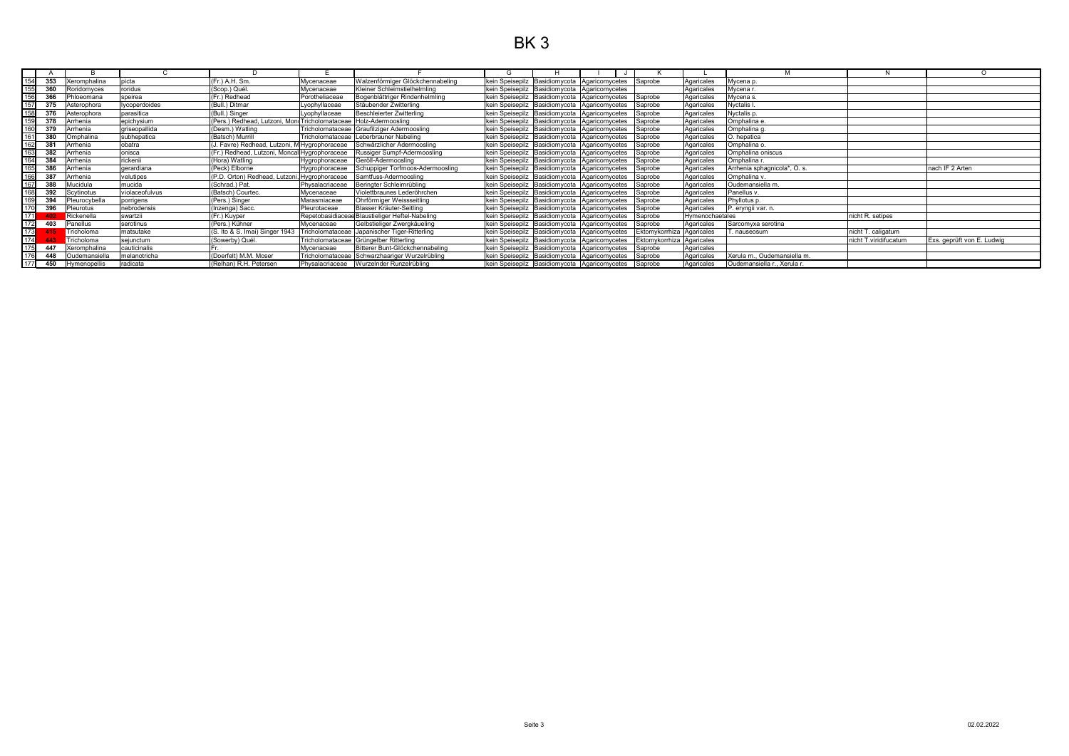# BK 3

| | A | B | C | D | E | F | G | H | I | J | K | L | M | N | O |
|---|---|---|---|---|---|---|---|---|---|---|---|---|---|---|---|
| 154 | 353 | Xeromphalina | picta | (Fr.) A.H. Sm. | Mycenaceae | Walzenförmiger Glöckchennabeling | kein Speisepilz | Basidiomycota | Agaricomycetes | | Saprobe | Agaricales | Mycena p. | | |
| 155 | 360 | Roridomyces | roridus | (Scop.) Quél. | Mycenaceae | Kleiner Schleimstielhelmling | kein Speisepilz | Basidiomycota | Agaricomycetes | | | Agaricales | Mycena r. | | |
| 156 | 366 | Phloeomana | speirea | (Fr.) Redhead | Porotheliaceae | Bogenblättriger Rindenhelmling | kein Speisepilz | Basidiomycota | Agaricomycetes | | Saprobe | Agaricales | Mycena s. | | |
| 157 | 375 | Asterophora | lycoperdoides | (Bull.) Ditmar | Lyophyllaceae | Stäubender Zwitterling | kein Speisepilz | Basidiomycota | Agaricomycetes | | Saprobe | Agaricales | Nyctalis l. | | |
| 158 | 376 | Asterophora | parasitica | (Bull.) Singer | Lyophyllaceae | Beschleierter Zwitterling | kein Speisepilz | Basidiomycota | Agaricomycetes | | Saprobe | Agaricales | Nyctalis p. | | |
| 159 | 378 | Arrhenia | epichysium | (Pers.) Redhead, Lutzoni, Mon | Tricholomataceae | Holz-Adermoosling | kein Speisepilz | Basidiomycota | Agaricomycetes | | Saprobe | Agaricales | Omphalina e. | | |
| 160 | 379 | Arrhenia | griseopallida | (Desm.) Watling | Tricholomataceae | Graufilziger Adermoosling | kein Speisepilz | Basidiomycota | Agaricomycetes | | Saprobe | Agaricales | Omphalina g. | | |
| 161 | 380 | Omphalina | subhepatica | (Batsch) Murrill | Tricholomataceae | Leberbrauner Nabeling | kein Speisepilz | Basidiomycota | Agaricomycetes | | Saprobe | Agaricales | O. hepatica | | |
| 162 | 381 | Arrhenia | obatra | (J. Favre) Redhead, Lutzoni, M | Hygrophoraceae | Schwärzlicher Adermoosling | kein Speisepilz | Basidiomycota | Agaricomycetes | | Saprobe | Agaricales | Omphalina o. | | |
| 163 | 382 | Arrhenia | onisca | (Fr.) Redhead, Lutzoni, Moncal | Hygrophoraceae | Russiger Sumpf-Adermoosling | kein Speisepilz | Basidiomycota | Agaricomycetes | | Saprobe | Agaricales | Omphalina oniscus | | |
| 164 | 384 | Arrhenia | rickenii | (Hora) Watling | Hygrophoraceae | Geröll-Adermoosling | kein Speisepilz | Basidiomycota | Agaricomycetes | | Saprobe | Agaricales | Omphalina r. | | |
| 165 | 386 | Arrhenia | gerardiana | (Peck) Elborne | Hygrophoraceae | Schuppiger Torfmoos-Adermoosling | kein Speisepilz | Basidiomycota | Agaricomycetes | | Saprobe | Agaricales | Arrhenia sphagnicola*, O. s. | | nach IF 2 Arten |
| 166 | 387 | Arrhenia | velutipes | (P.D. Orton) Redhead, Lutzoni, | Hygrophoraceae | Samtfuss-Adermoosling | kein Speisepilz | Basidiomycota | Agaricomycetes | | Saprobe | Agaricales | Omphalina v. | | |
| 167 | 388 | Mucidula | mucida | (Schrad.) Pat. | Physalacriaceae | Beringter Schleimrübling | kein Speisepilz | Basidiomycota | Agaricomycetes | | Saprobe | Agaricales | Oudemansiella m. | | |
| 168 | 392 | Scytinotus | violaceofulvus | (Batsch) Courtec. | Mycenaceae | Violettbraunes Lederöhrchen | kein Speisepilz | Basidiomycota | Agaricomycetes | | Saprobe | Agaricales | Panellus v. | | |
| 169 | 394 | Pleurocybella | porrigens | (Pers.) Singer | Marasmiaceae | Ohrförmiger Weissseitling | kein Speisepilz | Basidiomycota | Agaricomycetes | | Saprobe | Agaricales | Phyllotus p. | | |
| 170 | 396 | Pleurotus | nebrodensis | (Inzenga) Sacc. | Pleurotaceae | Blasser Kräuter-Seitling | kein Speisepilz | Basidiomycota | Agaricomycetes | | Saprobe | Agaricales | P. eryngii var. n. | | |
| 171 | 402 | Rickenella | swartzii | (Fr.) Kuyper | Repetobasidiaceae | Blaustieliger Heftel-Nabeling | kein Speisepilz | Basidiomycota | Agaricomycetes | | Saprobe | Hymenochaetales | | nicht R. setipes | |
| 172 | 403 | Panellus | serotinus | (Pers.) Kühner | Mycenaceae | Gelbstieliger Zwergknäueling | kein Speisepilz | Basidiomycota | Agaricomycetes | | Saprobe | Agaricales | Sarcomyxa serotina | | |
| 173 | 415 | Tricholoma | matsutake | (S. Ito & S. Imai) Singer 1943 | Tricholomataceae | Japanischer Tiger-Ritterling | kein Speisepilz | Basidiomycota | Agaricomycetes | | Ektomykorrhiza | Agaricales | T. nauseosum | nicht T. caligatum | |
| 174 | 443 | Tricholoma | sejunctum | (Sowerby) Quél. | Tricholomataceae | Grüngelber Ritterling | kein Speisepilz | Basidiomycota | Agaricomycetes | | Ektomykorrhiza | Agaricales | | nicht T.viridifucatum | Exs. geprüft von E. Ludwig |
| 175 | 447 | Xeromphalina | cauticinalis | Fr. | Mycenaceae | Bitterer Bunt-Glöckchennabeling | kein Speisepilz | Basidiomycota | Agaricomycetes | | Saprobe | Agaricales | | | |
| 176 | 448 | Oudemansiella | melanotricha | (Doerfelt) M.M. Moser | Tricholomataceae | Schwarzhaariger Wurzelrübling | kein Speisepilz | Basidiomycota | Agaricomycetes | | Saprobe | Agaricales | Xerula m., Oudemansiella m. | | |
| 177 | 450 | Hymenopellis | radicata | (Relhan) R.H. Petersen | Physalacriaceae | Wurzelnder Runzelrübling | kein Speisepilz | Basidiomycota | Agaricomycetes | | Saprobe | Agaricales | Oudemansiella r., Xerula r. | | |

02.02.2022